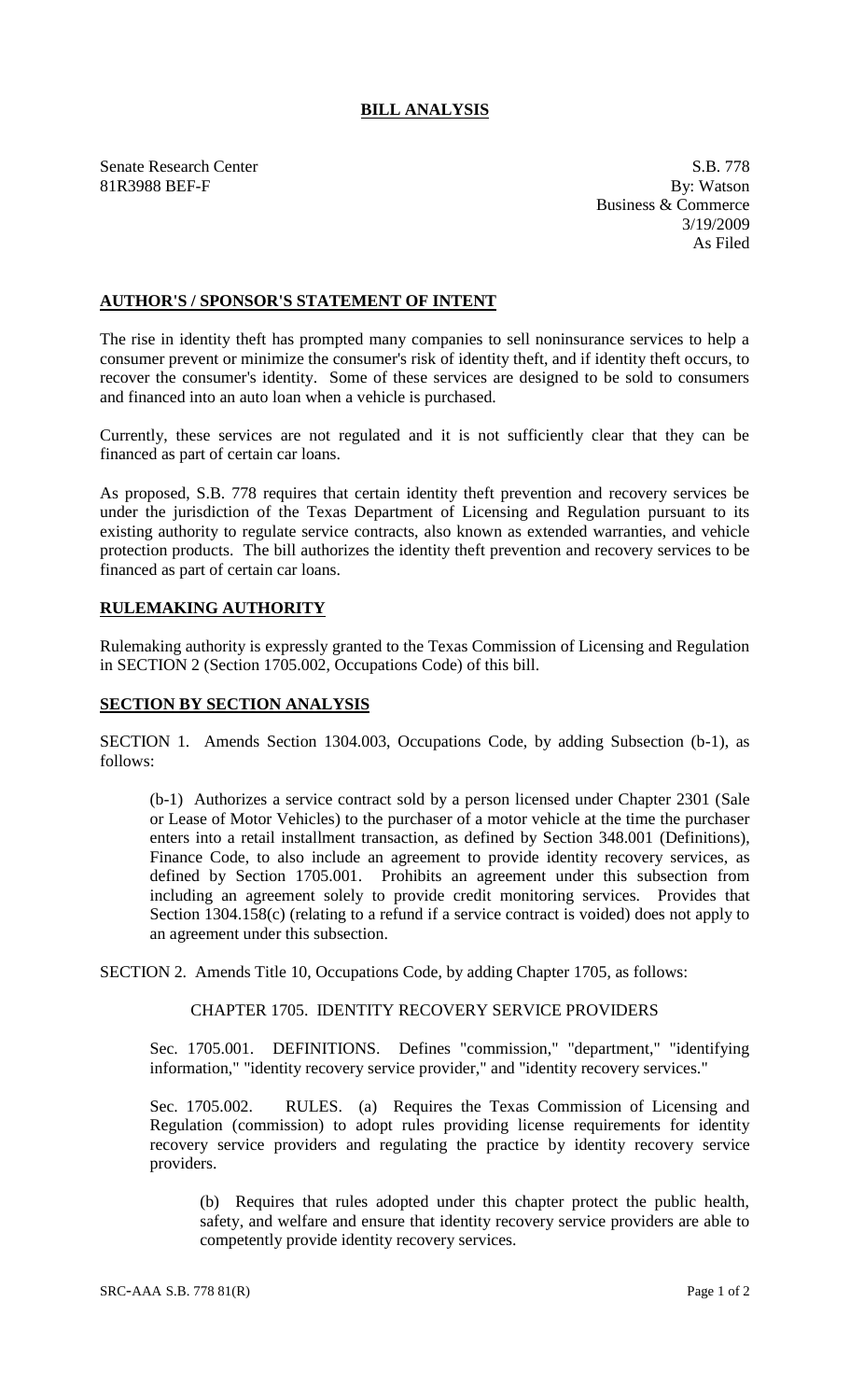# BILL ANALYSIS

Senate Research Center
81R3988 BEF-F

S.B. 778
By: Watson
Business & Commerce
3/19/2009
As Filed

## AUTHOR'S / SPONSOR'S STATEMENT OF INTENT

The rise in identity theft has prompted many companies to sell noninsurance services to help a consumer prevent or minimize the consumer's risk of identity theft, and if identity theft occurs, to recover the consumer's identity. Some of these services are designed to be sold to consumers and financed into an auto loan when a vehicle is purchased.

Currently, these services are not regulated and it is not sufficiently clear that they can be financed as part of certain car loans.

As proposed, S.B. 778 requires that certain identity theft prevention and recovery services be under the jurisdiction of the Texas Department of Licensing and Regulation pursuant to its existing authority to regulate service contracts, also known as extended warranties, and vehicle protection products. The bill authorizes the identity theft prevention and recovery services to be financed as part of certain car loans.

## RULEMAKING AUTHORITY

Rulemaking authority is expressly granted to the Texas Commission of Licensing and Regulation in SECTION 2 (Section 1705.002, Occupations Code) of this bill.

## SECTION BY SECTION ANALYSIS

SECTION 1. Amends Section 1304.003, Occupations Code, by adding Subsection (b-1), as follows:

> (b-1) Authorizes a service contract sold by a person licensed under Chapter 2301 (Sale or Lease of Motor Vehicles) to the purchaser of a motor vehicle at the time the purchaser enters into a retail installment transaction, as defined by Section 348.001 (Definitions), Finance Code, to also include an agreement to provide identity recovery services, as defined by Section 1705.001. Prohibits an agreement under this subsection from including an agreement solely to provide credit monitoring services. Provides that Section 1304.158(c) (relating to a refund if a service contract is voided) does not apply to an agreement under this subsection.

SECTION 2. Amends Title 10, Occupations Code, by adding Chapter 1705, as follows:

> CHAPTER 1705. IDENTITY RECOVERY SERVICE PROVIDERS
>
> Sec. 1705.001. DEFINITIONS. Defines "commission," "department," "identifying information," "identity recovery service provider," and "identity recovery services."
>
> Sec. 1705.002. RULES. (a) Requires the Texas Commission of Licensing and Regulation (commission) to adopt rules providing license requirements for identity recovery service providers and regulating the practice by identity recovery service providers.
>
> > (b) Requires that rules adopted under this chapter protect the public health, safety, and welfare and ensure that identity recovery service providers are able to competently provide identity recovery services.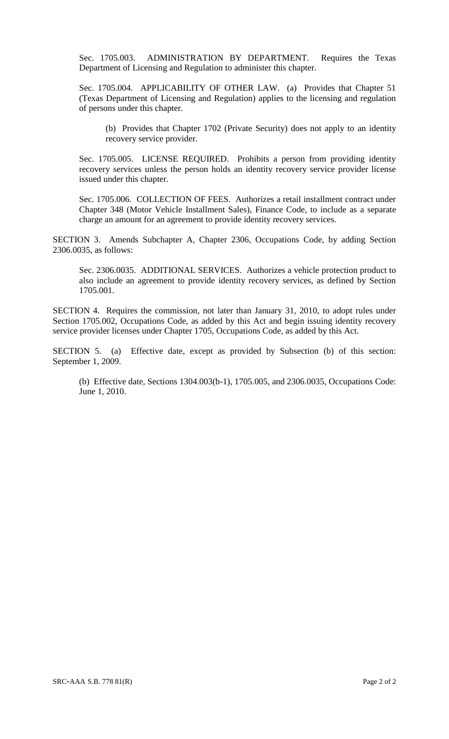Sec. 1705.003. ADMINISTRATION BY DEPARTMENT. Requires the Texas Department of Licensing and Regulation to administer this chapter.

Sec. 1705.004. APPLICABILITY OF OTHER LAW. (a) Provides that Chapter 51 (Texas Department of Licensing and Regulation) applies to the licensing and regulation of persons under this chapter.

> (b) Provides that Chapter 1702 (Private Security) does not apply to an identity recovery service provider.

Sec. 1705.005. LICENSE REQUIRED. Prohibits a person from providing identity recovery services unless the person holds an identity recovery service provider license issued under this chapter.

Sec. 1705.006. COLLECTION OF FEES. Authorizes a retail installment contract under Chapter 348 (Motor Vehicle Installment Sales), Finance Code, to include as a separate charge an amount for an agreement to provide identity recovery services.

SECTION 3. Amends Subchapter A, Chapter 2306, Occupations Code, by adding Section 2306.0035, as follows:

> Sec. 2306.0035. ADDITIONAL SERVICES. Authorizes a vehicle protection product to also include an agreement to provide identity recovery services, as defined by Section 1705.001.

SECTION 4. Requires the commission, not later than January 31, 2010, to adopt rules under Section 1705.002, Occupations Code, as added by this Act and begin issuing identity recovery service provider licenses under Chapter 1705, Occupations Code, as added by this Act.

SECTION 5. (a) Effective date, except as provided by Subsection (b) of this section: September 1, 2009.

> (b) Effective date, Sections 1304.003(b-1), 1705.005, and 2306.0035, Occupations Code: June 1, 2010.